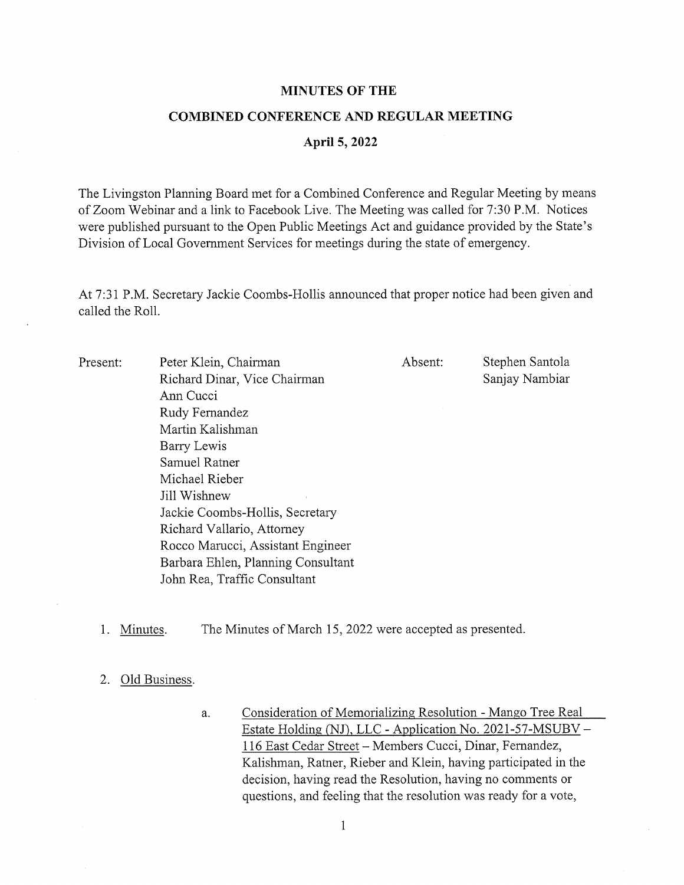# MINUTES OF THE

# COMBINED CONFERENCE AND REGULAR MEETING

## April 5, 2022

The Livingston Planning Board met for a Combined Conference and Regular Meeting by means of Zoom Webinar and a link to Facebook Live. The Meeting was called for 7:30 P.M. Notices were published pursuant to the Open Public Meetings Act and guidance provided by the State's Division of Local Government Services for meetings during the state of emergency.

At 7:31 P.M. Secretary Jackie Coombs-Hollis announced that proper notice had been given and called the Roll.

| Present: | | Absent: | |
|---|---|---|---|
| | Peter Klein, Chairman | | Stephen Santola |
| | Richard Dinar, Vice Chairman | | Sanjay Nambiar |
| | Ann Cucci | | |
| | Rudy Fernandez | | |
| | Martin Kalishman | | |
| | Barry Lewis | | |
| | Samuel Ratner | | |
| | Michael Rieber | | |
| | Jill Wishnew | | |
| | Jackie Coombs-Hollis, Secretary | | |
| | Richard Vallario, Attorney | | |
| | Rocco Marucci, Assistant Engineer | | |
| | Barbara Ehlen, Planning Consultant | | |
| | John Rea, Traffic Consultant | | |

1. Minutes. The Minutes of March 15, 2022 were accepted as presented.

2. Old Business.

   a. Consideration of Memorializing Resolution - Mango Tree Real Estate Holding (NJ), LLC - Application No. 2021-57-MSUBV – 116 East Cedar Street – Members Cucci, Dinar, Fernandez, Kalishman, Ratner, Rieber and Klein, having participated in the decision, having read the Resolution, having no comments or questions, and feeling that the resolution was ready for a vote,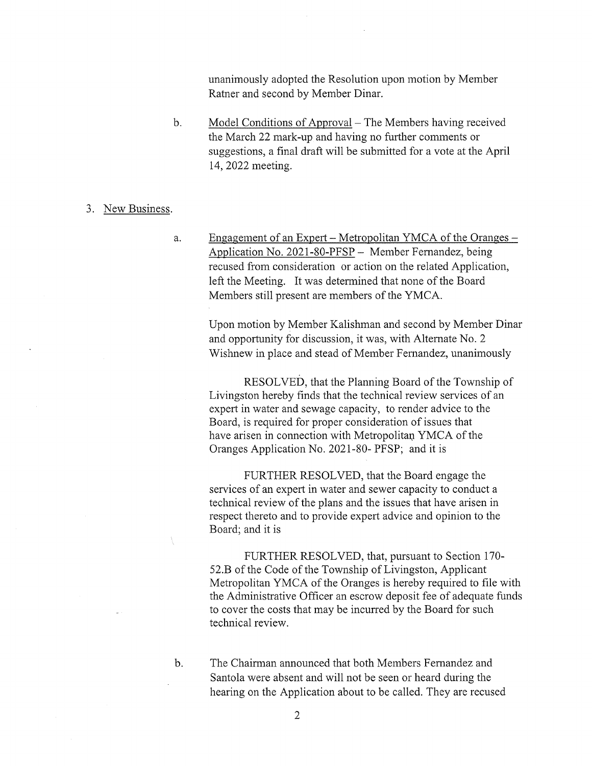unanimously adopted the Resolution upon motion by Member Ratner and second by Member Dinar.

b. Model Conditions of Approval – The Members having received the March 22 mark-up and having no further comments or suggestions, a final draft will be submitted for a vote at the April 14, 2022 meeting.

3. New Business.

a. Engagement of an Expert – Metropolitan YMCA of the Oranges – Application No. 2021-80-PFSP – Member Fernandez, being recused from consideration or action on the related Application, left the Meeting. It was determined that none of the Board Members still present are members of the YMCA.

Upon motion by Member Kalishman and second by Member Dinar and opportunity for discussion, it was, with Alternate No. 2 Wishnew in place and stead of Member Fernandez, unanimously

RESOLVED, that the Planning Board of the Township of Livingston hereby finds that the technical review services of an expert in water and sewage capacity, to render advice to the Board, is required for proper consideration of issues that have arisen in connection with Metropolitan YMCA of the Oranges Application No. 2021-80- PFSP; and it is

FURTHER RESOLVED, that the Board engage the services of an expert in water and sewer capacity to conduct a technical review of the plans and the issues that have arisen in respect thereto and to provide expert advice and opinion to the Board; and it is

FURTHER RESOLVED, that, pursuant to Section 170-52.B of the Code of the Township of Livingston, Applicant Metropolitan YMCA of the Oranges is hereby required to file with the Administrative Officer an escrow deposit fee of adequate funds to cover the costs that may be incurred by the Board for such technical review.

b. The Chairman announced that both Members Fernandez and Santola were absent and will not be seen or heard during the hearing on the Application about to be called. They are recused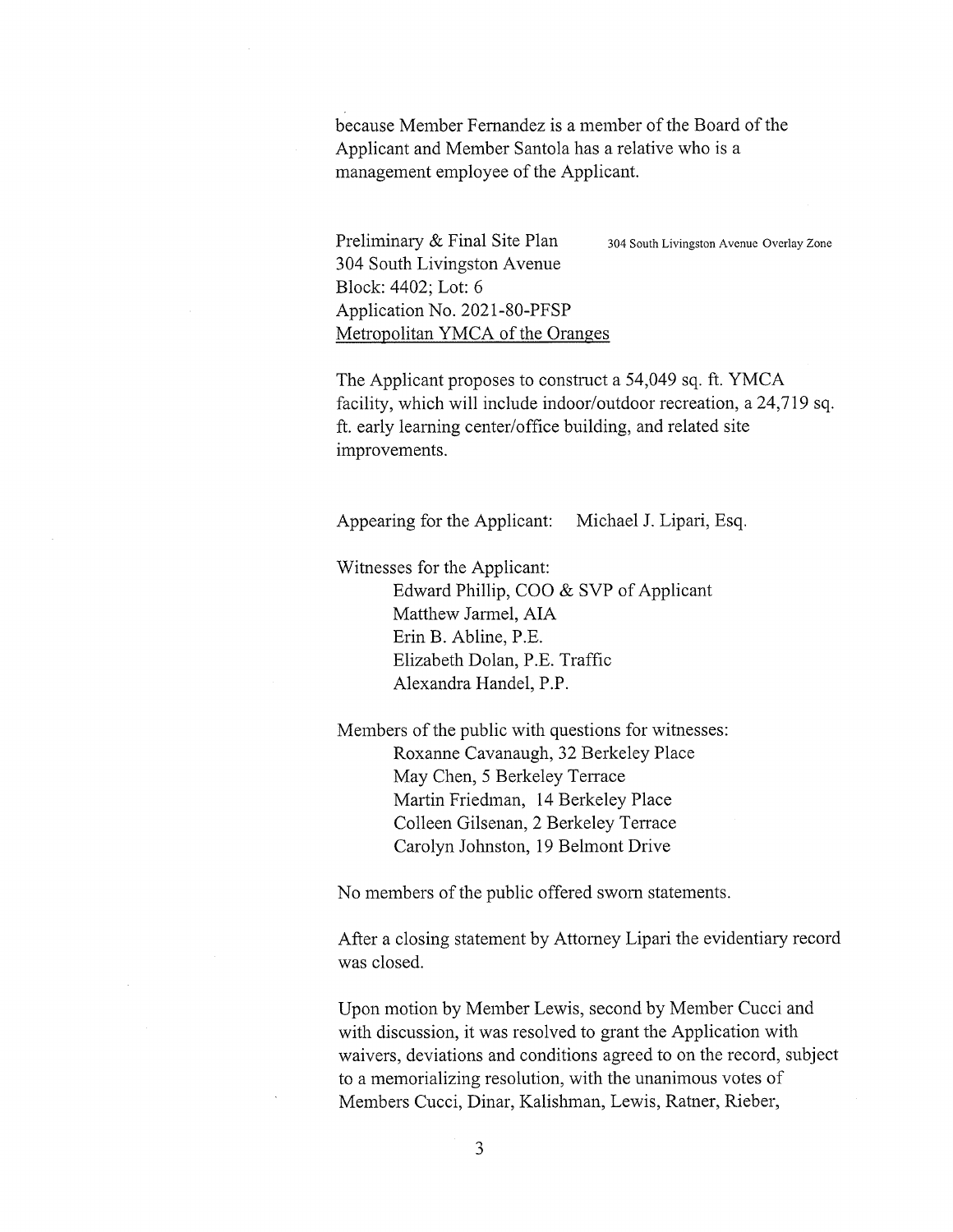because Member Fernandez is a member of the Board of the Applicant and Member Santola has a relative who is a management employee of the Applicant.

Preliminary & Final Site Plan — 304 South Livingston Avenue Overlay Zone
304 South Livingston Avenue
Block: 4402; Lot: 6
Application No. 2021-80-PFSP
Metropolitan YMCA of the Oranges

The Applicant proposes to construct a 54,049 sq. ft. YMCA facility, which will include indoor/outdoor recreation, a 24,719 sq. ft. early learning center/office building, and related site improvements.

Appearing for the Applicant: Michael J. Lipari, Esq.

Witnesses for the Applicant:
- Edward Phillip, COO & SVP of Applicant
- Matthew Jarmel, AIA
- Erin B. Abline, P.E.
- Elizabeth Dolan, P.E. Traffic
- Alexandra Handel, P.P.

Members of the public with questions for witnesses:
- Roxanne Cavanaugh, 32 Berkeley Place
- May Chen, 5 Berkeley Terrace
- Martin Friedman, 14 Berkeley Place
- Colleen Gilsenan, 2 Berkeley Terrace
- Carolyn Johnston, 19 Belmont Drive

No members of the public offered sworn statements.

After a closing statement by Attorney Lipari the evidentiary record was closed.

Upon motion by Member Lewis, second by Member Cucci and with discussion, it was resolved to grant the Application with waivers, deviations and conditions agreed to on the record, subject to a memorializing resolution, with the unanimous votes of Members Cucci, Dinar, Kalishman, Lewis, Ratner, Rieber,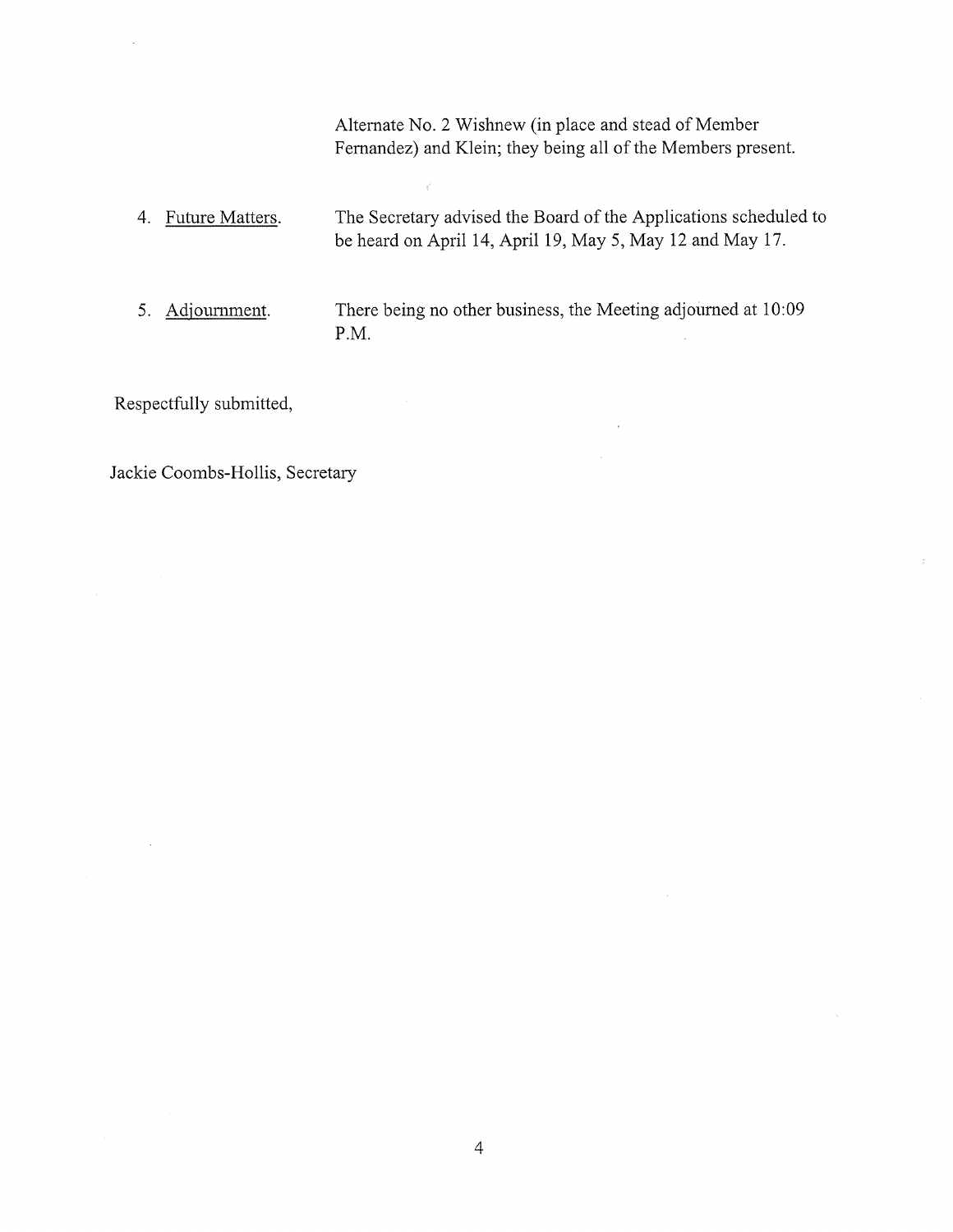Alternate No. 2 Wishnew (in place and stead of Member Fernandez) and Klein; they being all of the Members present.

4. Future Matters. The Secretary advised the Board of the Applications scheduled to be heard on April 14, April 19, May 5, May 12 and May 17.

5. Adjournment. There being no other business, the Meeting adjourned at 10:09 P.M.

Respectfully submitted,

Jackie Coombs-Hollis, Secretary